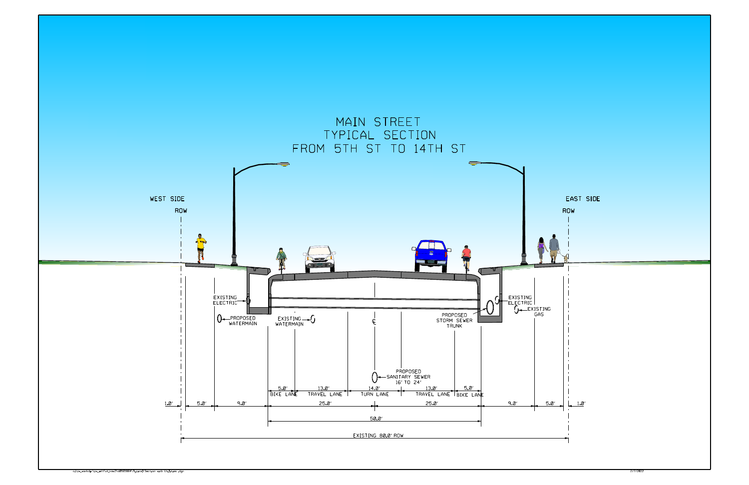# MAIN STREET
## TYPICAL SECTION
## FROM 5TH ST TO 14TH ST

WEST SIDE

ROW

EAST SIDE

ROW

EXISTING ELECTRIC

PROPOSED WATERMAIN

EXISTING WATERMAIN

℄

PROPOSED STORM SEWER TRUNK

EXISTING ELECTRIC

EXISTING GAS

PROPOSED SANITARY SEWER 16' TO 24'

| 5.0' | 13.0' | 14.0' | 13.0' | 5.0' |
|---|---|---|---|---|
| BIKE LANE | TRAVEL LANE | TURN LANE | TRAVEL LANE | BIKE LANE |

| 1.0' | 5.0' | 9.0' | 25.0' | 25.0' | 9.0' | 5.0' | 1.0' |
|---|---|---|---|---|---|---|---|

50.0'

EXISTING 80.0' ROW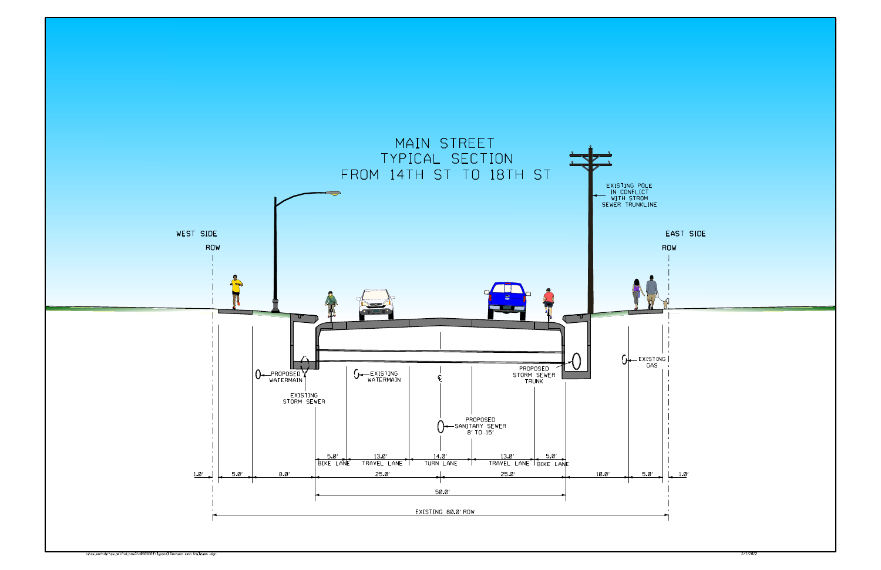# MAIN STREET
## TYPICAL SECTION
## FROM 14TH ST TO 18TH ST

WEST SIDE

ROW

EAST SIDE

ROW

EXISTING POLE IN CONFLICT WITH STROM SEWER TRUNKLINE

PROPOSED WATERMAIN

EXISTING STORM SEWER

EXISTING WATERMAIN

℄

PROPOSED SANITARY SEWER 8' TO 15'

PROPOSED STORM SEWER TRUNK

EXISTING GAS

5.0' BIKE LANE | 13.0' TRAVEL LANE | 14.0' TURN LANE | 13.0' TRAVEL LANE | 5.0' BIKE LANE

1.0' | 5.0' | 8.0' | 25.0' | 25.0' | 10.0' | 5.0' | 1.0'

50.0'

EXISTING 80.0' ROW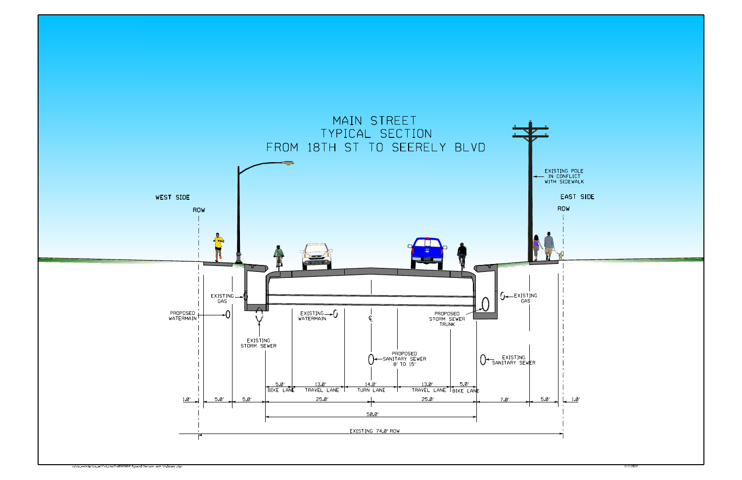# MAIN STREET TYPICAL SECTION FROM 18TH ST TO SEERELY BLVD

WEST SIDE

ROW

EAST SIDE

ROW

EXISTING POLE IN CONFLICT WITH SIDEWALK

EXISTING GAS

PROPOSED WATERMAIN

EXISTING STORM SEWER

EXISTING WATERMAIN

℄

PROPOSED STORM SEWER TRUNK

PROPOSED SANITARY SEWER 8' TO 15'

EXISTING GAS

EXISTING SANITARY SEWER

5.0' BIKE LANE

13.0' TRAVEL LANE

14.0' TURN LANE

13.0' TRAVEL LANE

5.0' BIKE LANE

1.0'

5.0'

5.0'

25.0'

25.0'

7.0'

5.0'

1.0'

50.0'

EXISTING 74.0' ROW